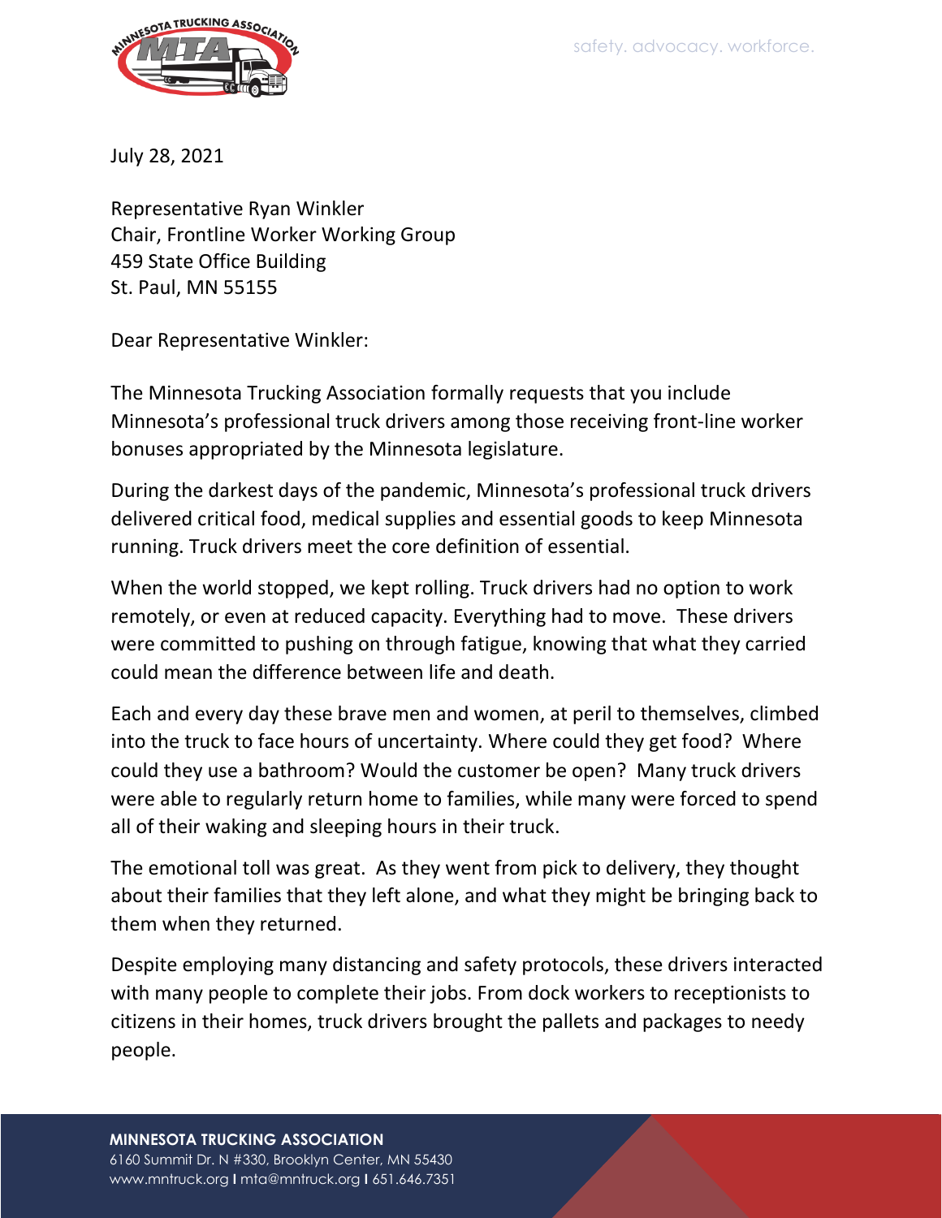safety. advocacy. workforce.

July 28, 2021

Representative Ryan Winkler
Chair, Frontline Worker Working Group
459 State Office Building
St. Paul, MN 55155

Dear Representative Winkler:

The Minnesota Trucking Association formally requests that you include Minnesota's professional truck drivers among those receiving front-line worker bonuses appropriated by the Minnesota legislature.

During the darkest days of the pandemic, Minnesota's professional truck drivers delivered critical food, medical supplies and essential goods to keep Minnesota running. Truck drivers meet the core definition of essential.

When the world stopped, we kept rolling. Truck drivers had no option to work remotely, or even at reduced capacity. Everything had to move. These drivers were committed to pushing on through fatigue, knowing that what they carried could mean the difference between life and death.

Each and every day these brave men and women, at peril to themselves, climbed into the truck to face hours of uncertainty. Where could they get food? Where could they use a bathroom? Would the customer be open? Many truck drivers were able to regularly return home to families, while many were forced to spend all of their waking and sleeping hours in their truck.

The emotional toll was great. As they went from pick to delivery, they thought about their families that they left alone, and what they might be bringing back to them when they returned.

Despite employing many distancing and safety protocols, these drivers interacted with many people to complete their jobs. From dock workers to receptionists to citizens in their homes, truck drivers brought the pallets and packages to needy people.

**MINNESOTA TRUCKING ASSOCIATION**
6160 Summit Dr. N #330, Brooklyn Center, MN 55430
www.mntruck.org | mta@mntruck.org | 651.646.7351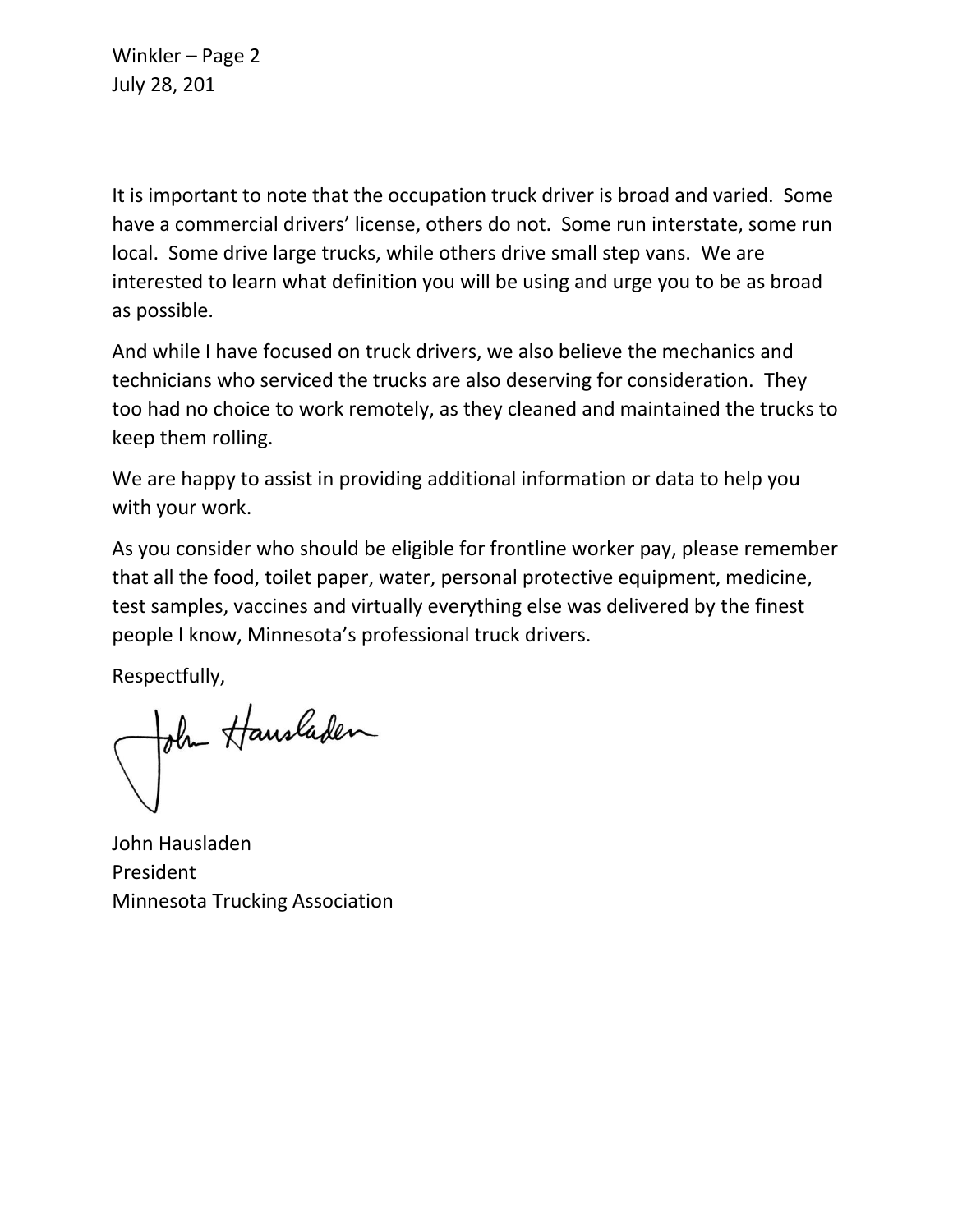It is important to note that the occupation truck driver is broad and varied. Some have a commercial drivers' license, others do not. Some run interstate, some run local. Some drive large trucks, while others drive small step vans. We are interested to learn what definition you will be using and urge you to be as broad as possible.

And while I have focused on truck drivers, we also believe the mechanics and technicians who serviced the trucks are also deserving for consideration. They too had no choice to work remotely, as they cleaned and maintained the trucks to keep them rolling.

We are happy to assist in providing additional information or data to help you with your work.

As you consider who should be eligible for frontline worker pay, please remember that all the food, toilet paper, water, personal protective equipment, medicine, test samples, vaccines and virtually everything else was delivered by the finest people I know, Minnesota's professional truck drivers.

Respectfully,

John Hausladen
President
Minnesota Trucking Association